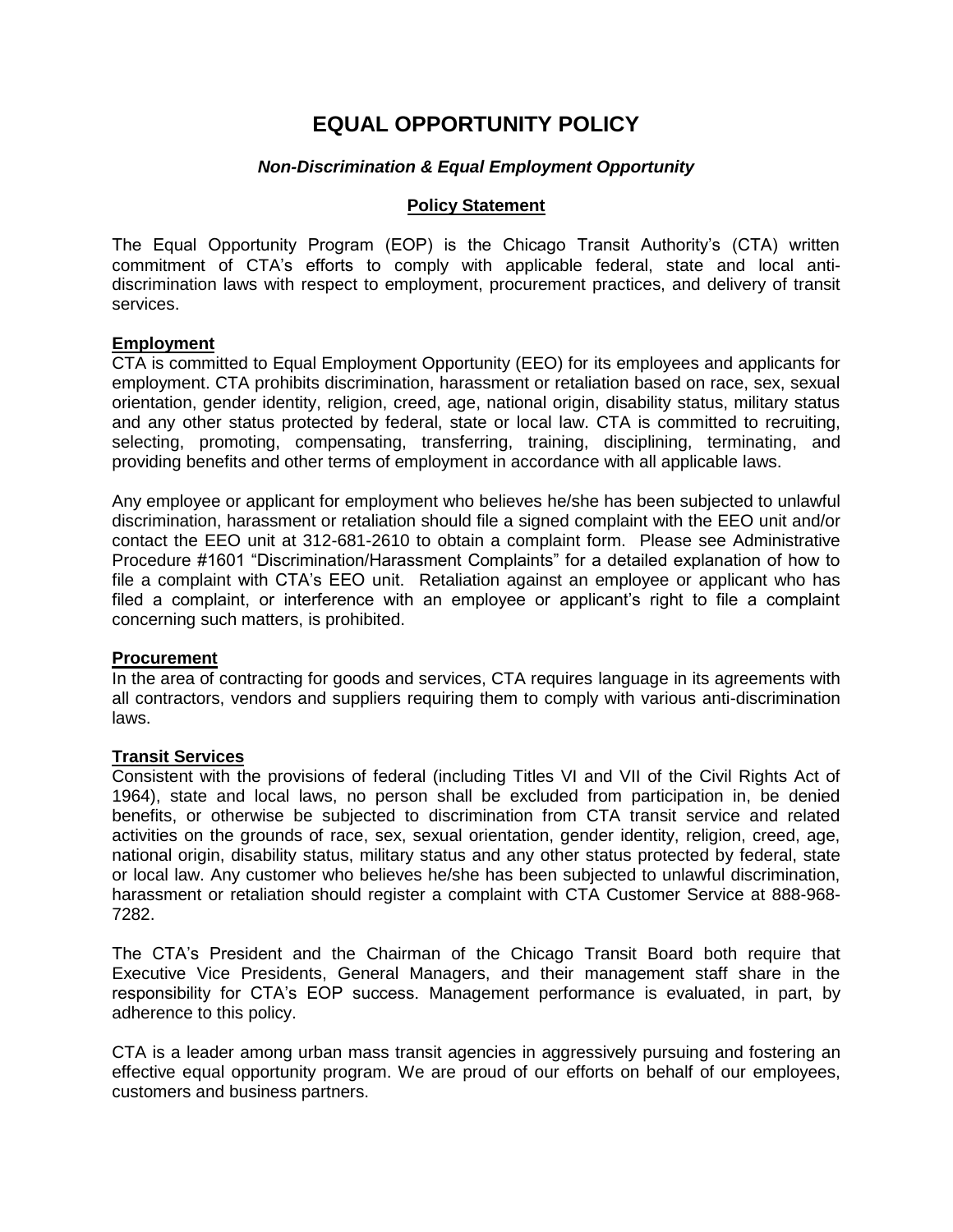# EQUAL OPPORTUNITY POLICY

### *Non-Discrimination & Equal Employment Opportunity*

**Policy Statement**

The Equal Opportunity Program (EOP) is the Chicago Transit Authority's (CTA) written commitment of CTA's efforts to comply with applicable federal, state and local anti-discrimination laws with respect to employment, procurement practices, and delivery of transit services.

**Employment**

CTA is committed to Equal Employment Opportunity (EEO) for its employees and applicants for employment. CTA prohibits discrimination, harassment or retaliation based on race, sex, sexual orientation, gender identity, religion, creed, age, national origin, disability status, military status and any other status protected by federal, state or local law. CTA is committed to recruiting, selecting, promoting, compensating, transferring, training, disciplining, terminating, and providing benefits and other terms of employment in accordance with all applicable laws.

Any employee or applicant for employment who believes he/she has been subjected to unlawful discrimination, harassment or retaliation should file a signed complaint with the EEO unit and/or contact the EEO unit at 312-681-2610 to obtain a complaint form. Please see Administrative Procedure #1601 "Discrimination/Harassment Complaints" for a detailed explanation of how to file a complaint with CTA's EEO unit. Retaliation against an employee or applicant who has filed a complaint, or interference with an employee or applicant's right to file a complaint concerning such matters, is prohibited.

**Procurement**

In the area of contracting for goods and services, CTA requires language in its agreements with all contractors, vendors and suppliers requiring them to comply with various anti-discrimination laws.

**Transit Services**

Consistent with the provisions of federal (including Titles VI and VII of the Civil Rights Act of 1964), state and local laws, no person shall be excluded from participation in, be denied benefits, or otherwise be subjected to discrimination from CTA transit service and related activities on the grounds of race, sex, sexual orientation, gender identity, religion, creed, age, national origin, disability status, military status and any other status protected by federal, state or local law. Any customer who believes he/she has been subjected to unlawful discrimination, harassment or retaliation should register a complaint with CTA Customer Service at 888-968-7282.

The CTA's President and the Chairman of the Chicago Transit Board both require that Executive Vice Presidents, General Managers, and their management staff share in the responsibility for CTA's EOP success. Management performance is evaluated, in part, by adherence to this policy.

CTA is a leader among urban mass transit agencies in aggressively pursuing and fostering an effective equal opportunity program. We are proud of our efforts on behalf of our employees, customers and business partners.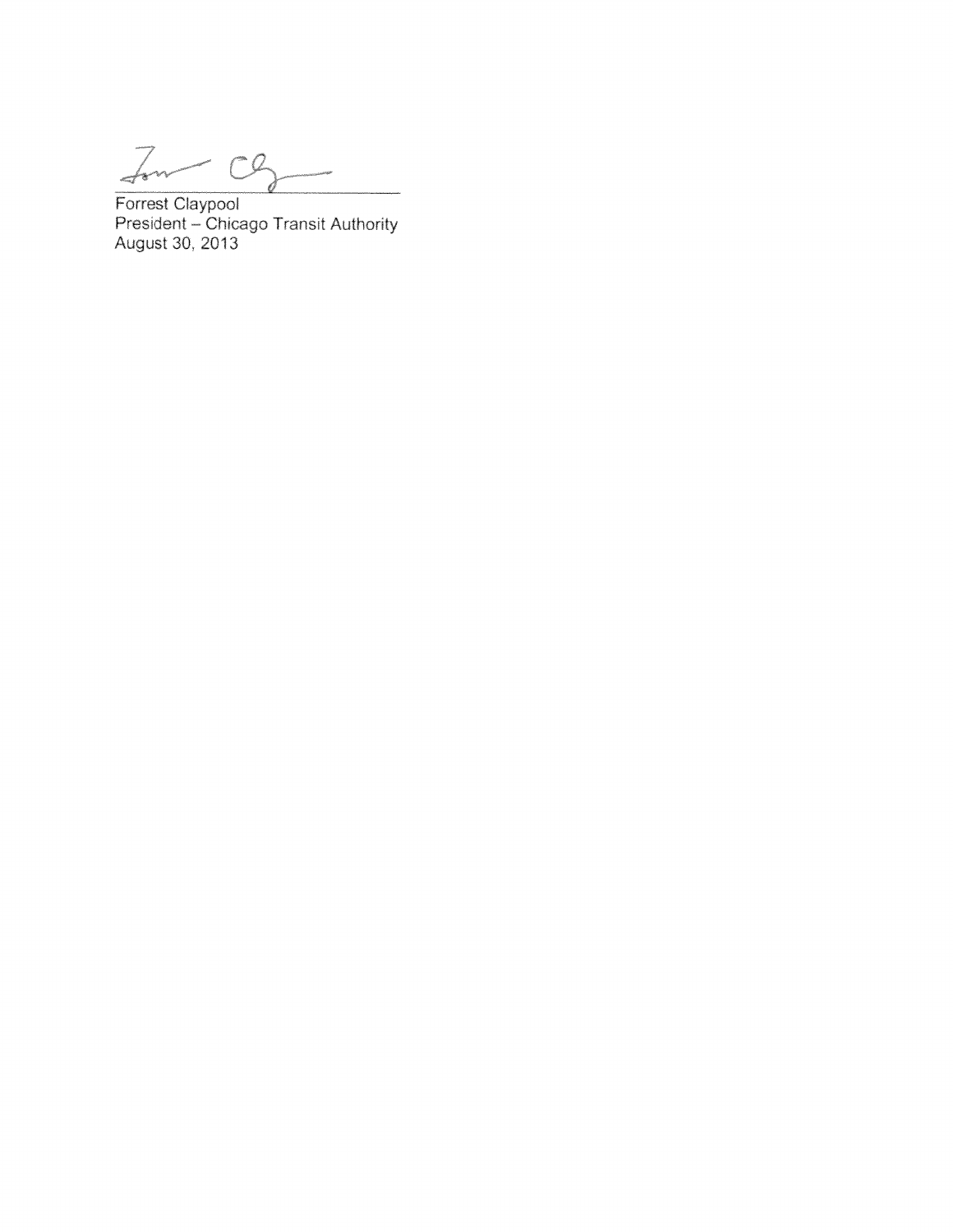Forrest Claypool
President – Chicago Transit Authority
August 30, 2013